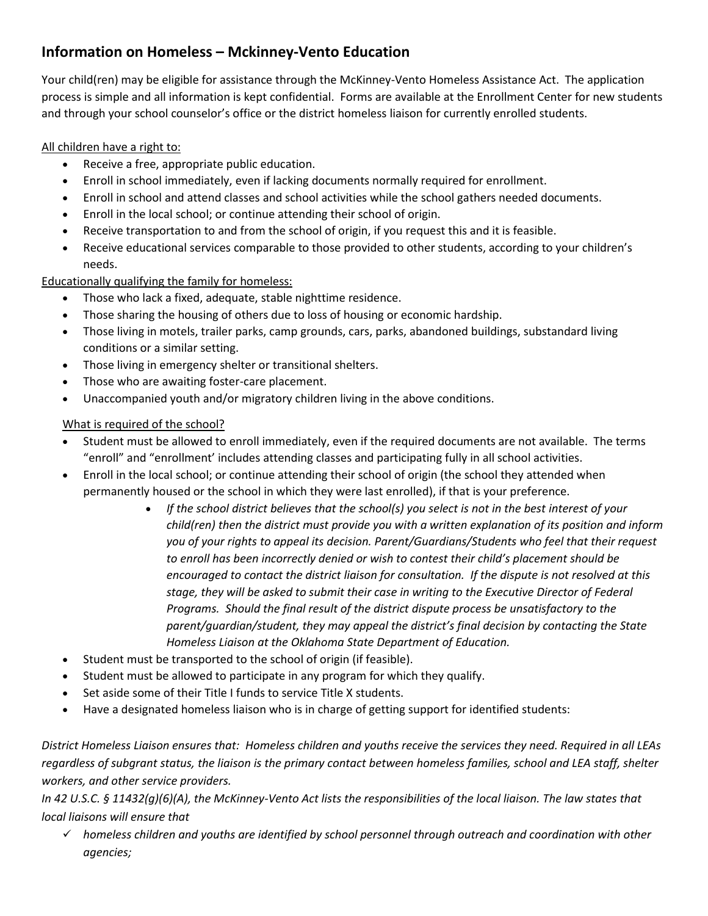## Information on Homeless – Mckinney-Vento Education

Your child(ren) may be eligible for assistance through the McKinney-Vento Homeless Assistance Act. The application process is simple and all information is kept confidential. Forms are available at the Enrollment Center for new students and through your school counselor's office or the district homeless liaison for currently enrolled students.

<u>All children have a right to:</u>

- Receive a free, appropriate public education.
- Enroll in school immediately, even if lacking documents normally required for enrollment.
- Enroll in school and attend classes and school activities while the school gathers needed documents.
- Enroll in the local school; or continue attending their school of origin.
- Receive transportation to and from the school of origin, if you request this and it is feasible.
- Receive educational services comparable to those provided to other students, according to your children's needs.

<u>Educationally qualifying the family for homeless:</u>

- Those who lack a fixed, adequate, stable nighttime residence.
- Those sharing the housing of others due to loss of housing or economic hardship.
- Those living in motels, trailer parks, camp grounds, cars, parks, abandoned buildings, substandard living conditions or a similar setting.
- Those living in emergency shelter or transitional shelters.
- Those who are awaiting foster-care placement.
- Unaccompanied youth and/or migratory children living in the above conditions.

<u>What is required of the school?</u>

- Student must be allowed to enroll immediately, even if the required documents are not available. The terms "enroll" and "enrollment' includes attending classes and participating fully in all school activities.
- Enroll in the local school; or continue attending their school of origin (the school they attended when permanently housed or the school in which they were last enrolled), if that is your preference.
    - *If the school district believes that the school(s) you select is not in the best interest of your child(ren) then the district must provide you with a written explanation of its position and inform you of your rights to appeal its decision. Parent/Guardians/Students who feel that their request to enroll has been incorrectly denied or wish to contest their child's placement should be encouraged to contact the district liaison for consultation. If the dispute is not resolved at this stage, they will be asked to submit their case in writing to the Executive Director of Federal Programs. Should the final result of the district dispute process be unsatisfactory to the parent/guardian/student, they may appeal the district's final decision by contacting the State Homeless Liaison at the Oklahoma State Department of Education.*
- Student must be transported to the school of origin (if feasible).
- Student must be allowed to participate in any program for which they qualify.
- Set aside some of their Title I funds to service Title X students.
- Have a designated homeless liaison who is in charge of getting support for identified students:

*District Homeless Liaison ensures that: Homeless children and youths receive the services they need. Required in all LEAs regardless of subgrant status, the liaison is the primary contact between homeless families, school and LEA staff, shelter workers, and other service providers.*

*In 42 U.S.C. § 11432(g)(6)(A), the McKinney-Vento Act lists the responsibilities of the local liaison. The law states that local liaisons will ensure that*

- ✓ *homeless children and youths are identified by school personnel through outreach and coordination with other agencies;*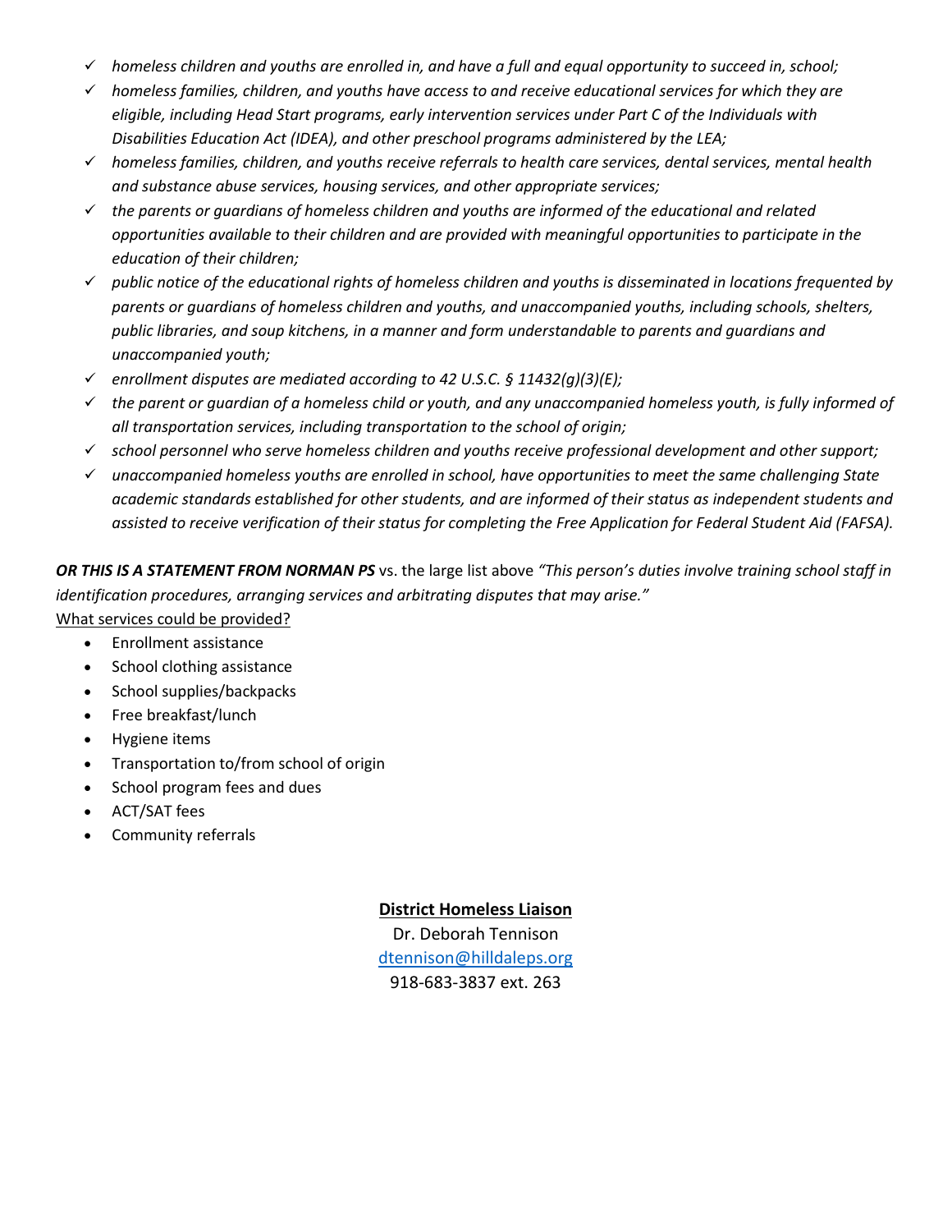- ✓ *homeless children and youths are enrolled in, and have a full and equal opportunity to succeed in, school;*
- ✓ *homeless families, children, and youths have access to and receive educational services for which they are eligible, including Head Start programs, early intervention services under Part C of the Individuals with Disabilities Education Act (IDEA), and other preschool programs administered by the LEA;*
- ✓ *homeless families, children, and youths receive referrals to health care services, dental services, mental health and substance abuse services, housing services, and other appropriate services;*
- ✓ *the parents or guardians of homeless children and youths are informed of the educational and related opportunities available to their children and are provided with meaningful opportunities to participate in the education of their children;*
- ✓ *public notice of the educational rights of homeless children and youths is disseminated in locations frequented by parents or guardians of homeless children and youths, and unaccompanied youths, including schools, shelters, public libraries, and soup kitchens, in a manner and form understandable to parents and guardians and unaccompanied youth;*
- ✓ *enrollment disputes are mediated according to 42 U.S.C. § 11432(g)(3)(E);*
- ✓ *the parent or guardian of a homeless child or youth, and any unaccompanied homeless youth, is fully informed of all transportation services, including transportation to the school of origin;*
- ✓ *school personnel who serve homeless children and youths receive professional development and other support;*
- ✓ *unaccompanied homeless youths are enrolled in school, have opportunities to meet the same challenging State academic standards established for other students, and are informed of their status as independent students and assisted to receive verification of their status for completing the Free Application for Federal Student Aid (FAFSA).*

***OR THIS IS A STATEMENT FROM NORMAN PS*** vs. the large list above *"This person's duties involve training school staff in identification procedures, arranging services and arbitrating disputes that may arise."*

<u>What services could be provided?</u>

- Enrollment assistance
- School clothing assistance
- School supplies/backpacks
- Free breakfast/lunch
- Hygiene items
- Transportation to/from school of origin
- School program fees and dues
- ACT/SAT fees
- Community referrals

**<u>District Homeless Liaison</u>**

Dr. Deborah Tennison

dtennison@hilldaleps.org

918-683-3837 ext. 263